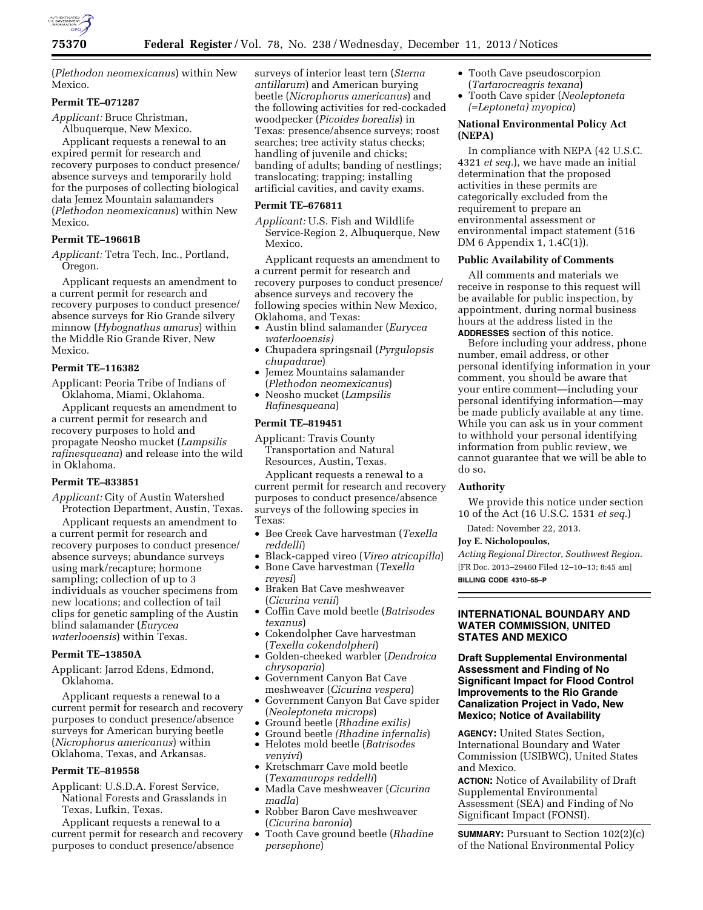(*Plethodon neomexicanus*) within New Mexico.

### Permit TE–071287

*Applicant:* Bruce Christman, Albuquerque, New Mexico.

Applicant requests a renewal to an expired permit for research and recovery purposes to conduct presence/absence surveys and temporarily hold for the purposes of collecting biological data Jemez Mountain salamanders (*Plethodon neomexicanus*) within New Mexico.

### Permit TE–19661B

*Applicant:* Tetra Tech, Inc., Portland, Oregon.

Applicant requests an amendment to a current permit for research and recovery purposes to conduct presence/absence surveys for Rio Grande silvery minnow (*Hybognathus amarus*) within the Middle Rio Grande River, New Mexico.

### Permit TE–116382

Applicant: Peoria Tribe of Indians of Oklahoma, Miami, Oklahoma.

Applicant requests an amendment to a current permit for research and recovery purposes to hold and propagate Neosho mucket (*Lampsilis rafinesqueana*) and release into the wild in Oklahoma.

### Permit TE–833851

*Applicant:* City of Austin Watershed Protection Department, Austin, Texas.

Applicant requests an amendment to a current permit for research and recovery purposes to conduct presence/absence surveys; abundance surveys using mark/recapture; hormone sampling; collection of up to 3 individuals as voucher specimens from new locations; and collection of tail clips for genetic sampling of the Austin blind salamander (*Eurycea waterlooensis*) within Texas.

### Permit TE–13850A

Applicant: Jarrod Edens, Edmond, Oklahoma.

Applicant requests a renewal to a current permit for research and recovery purposes to conduct presence/absence surveys for American burying beetle (*Nicrophorus americanus*) within Oklahoma, Texas, and Arkansas.

### Permit TE–819558

Applicant: U.S.D.A. Forest Service, National Forests and Grasslands in Texas, Lufkin, Texas.

Applicant requests a renewal to a current permit for research and recovery purposes to conduct presence/absence surveys of interior least tern (*Sterna antillarum*) and American burying beetle (*Nicrophorus americanus*) and the following activities for red-cockaded woodpecker (*Picoides borealis*) in Texas: presence/absence surveys; roost searches; tree activity status checks; handling of juvenile and chicks; banding of adults; banding of nestlings; translocating; trapping; installing artificial cavities, and cavity exams.

### Permit TE–676811

*Applicant:* U.S. Fish and Wildlife Service-Region 2, Albuquerque, New Mexico.

Applicant requests an amendment to a current permit for research and recovery purposes to conduct presence/absence surveys and recovery the following species within New Mexico, Oklahoma, and Texas:

- Austin blind salamander (*Eurycea waterlooensis)*
- Chupadera springsnail (*Pyrgulopsis chupadarae*)
- Jemez Mountains salamander (*Plethodon neomexicanus*)
- Neosho mucket (*Lampsilis Rafinesqueana*)

### Permit TE–819451

Applicant: Travis County Transportation and Natural Resources, Austin, Texas.

Applicant requests a renewal to a current permit for research and recovery purposes to conduct presence/absence surveys of the following species in Texas:

- Bee Creek Cave harvestman (*Texella reddelli*)
- Black-capped vireo (*Vireo atricapilla*)
- Bone Cave harvestman (*Texella reyesi*)
- Braken Bat Cave meshweaver (*Cicurina venii*)
- Coffin Cave mold beetle (*Batrisodes texanus*)
- Cokendolpher Cave harvestman (*Texella cokendolpheri*)
- Golden-cheeked warbler (*Dendroica chrysoparia*)
- Government Canyon Bat Cave meshweaver (*Cicurina vespera*)
- Government Canyon Bat Cave spider (*Neoleptoneta microps*)
- Ground beetle (*Rhadine exilis)*
- Ground beetle *(Rhadine infernalis*)
- Helotes mold beetle (*Batrisodes venyivi*)
- Kretschmarr Cave mold beetle (*Texamaurops reddelli*)
- Madla Cave meshweaver (*Cicurina madla*)
- Robber Baron Cave meshweaver (*Cicurina baronia*)
- Tooth Cave ground beetle (*Rhadine persephone*)
- Tooth Cave pseudoscorpion (*Tartarocreagris texana*)
- Tooth Cave spider (*Neoleptoneta (=Leptoneta) myopica*)

### National Environmental Policy Act (NEPA)

In compliance with NEPA (42 U.S.C. 4321 *et seq.*), we have made an initial determination that the proposed activities in these permits are categorically excluded from the requirement to prepare an environmental assessment or environmental impact statement (516 DM 6 Appendix 1, 1.4C(1)).

### Public Availability of Comments

All comments and materials we receive in response to this request will be available for public inspection, by appointment, during normal business hours at the address listed in the **ADDRESSES** section of this notice.

Before including your address, phone number, email address, or other personal identifying information in your comment, you should be aware that your entire comment—including your personal identifying information—may be made publicly available at any time. While you can ask us in your comment to withhold your personal identifying information from public review, we cannot guarantee that we will be able to do so.

### Authority

We provide this notice under section 10 of the Act (16 U.S.C. 1531 *et seq.*)

Dated: November 22, 2013.

**Joy E. Nicholopoulos,**

*Acting Regional Director, Southwest Region.*

[FR Doc. 2013–29460 Filed 12–10–13; 8:45 am]

**BILLING CODE 4310–55–P**

---

## INTERNATIONAL BOUNDARY AND WATER COMMISSION, UNITED STATES AND MEXICO

### Draft Supplemental Environmental Assessment and Finding of No Significant Impact for Flood Control Improvements to the Rio Grande Canalization Project in Vado, New Mexico; Notice of Availability

**AGENCY:** United States Section, International Boundary and Water Commission (USIBWC), United States and Mexico.

**ACTION:** Notice of Availability of Draft Supplemental Environmental Assessment (SEA) and Finding of No Significant Impact (FONSI).

**SUMMARY:** Pursuant to Section 102(2)(c) of the National Environmental Policy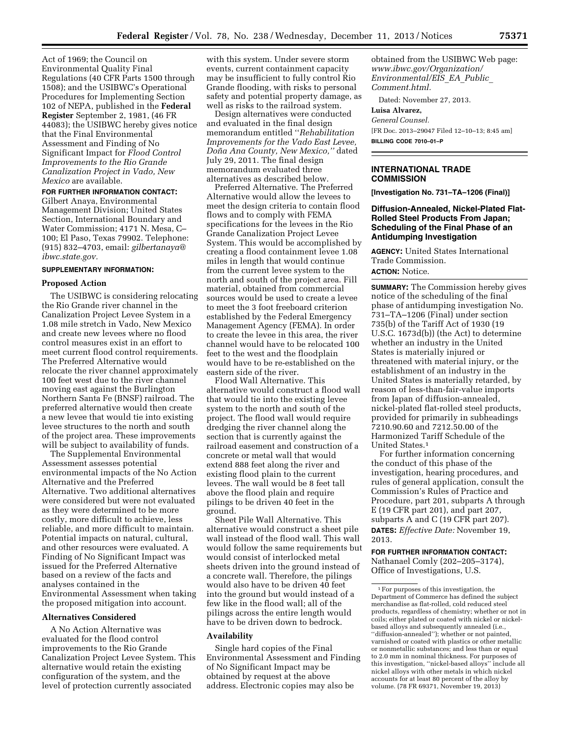Act of 1969; the Council on Environmental Quality Final Regulations (40 CFR Parts 1500 through 1508); and the USIBWC's Operational Procedures for Implementing Section 102 of NEPA, published in the **Federal Register** September 2, 1981, (46 FR 44083); the USIBWC hereby gives notice that the Final Environmental Assessment and Finding of No Significant Impact for *Flood Control Improvements to the Rio Grande Canalization Project in Vado, New Mexico* are available.

**FOR FURTHER INFORMATION CONTACT:** Gilbert Anaya, Environmental Management Division; United States Section, International Boundary and Water Commission; 4171 N. Mesa, C–100; El Paso, Texas 79902. Telephone: (915) 832–4703, email: *gilbertanaya@ibwc.state.gov.*

**SUPPLEMENTARY INFORMATION:**

**Proposed Action**

The USIBWC is considering relocating the Rio Grande river channel in the Canalization Project Levee System in a 1.08 mile stretch in Vado, New Mexico and create new levees where no flood control measures exist in an effort to meet current flood control requirements. The Preferred Alternative would relocate the river channel approximately 100 feet west due to the river channel moving east against the Burlington Northern Santa Fe (BNSF) railroad. The preferred alternative would then create a new levee that would tie into existing levee structures to the north and south of the project area. These improvements will be subject to availability of funds.

The Supplemental Environmental Assessment assesses potential environmental impacts of the No Action Alternative and the Preferred Alternative. Two additional alternatives were considered but were not evaluated as they were determined to be more costly, more difficult to achieve, less reliable, and more difficult to maintain. Potential impacts on natural, cultural, and other resources were evaluated. A Finding of No Significant Impact was issued for the Preferred Alternative based on a review of the facts and analyses contained in the Environmental Assessment when taking the proposed mitigation into account.

**Alternatives Considered**

A No Action Alternative was evaluated for the flood control improvements to the Rio Grande Canalization Project Levee System. This alternative would retain the existing configuration of the system, and the level of protection currently associated with this system. Under severe storm events, current containment capacity may be insufficient to fully control Rio Grande flooding, with risks to personal safety and potential property damage, as well as risks to the railroad system.

Design alternatives were conducted and evaluated in the final design memorandum entitled ''*Rehabilitation Improvements for the Vado East Levee, Doña Ana County, New Mexico,*'' dated July 29, 2011. The final design memorandum evaluated three alternatives as described below.

Preferred Alternative. The Preferred Alternative would allow the levees to meet the design criteria to contain flood flows and to comply with FEMA specifications for the levees in the Rio Grande Canalization Project Levee System. This would be accomplished by creating a flood containment levee 1.08 miles in length that would continue from the current levee system to the north and south of the project area. Fill material, obtained from commercial sources would be used to create a levee to meet the 3 foot freeboard criterion established by the Federal Emergency Management Agency (FEMA). In order to create the levee in this area, the river channel would have to be relocated 100 feet to the west and the floodplain would have to be re-established on the eastern side of the river.

Flood Wall Alternative. This alternative would construct a flood wall that would tie into the existing levee system to the north and south of the project. The flood wall would require dredging the river channel along the section that is currently against the railroad easement and construction of a concrete or metal wall that would extend 888 feet along the river and existing flood plain to the current levees. The wall would be 8 feet tall above the flood plain and require pilings to be driven 40 feet in the ground.

Sheet Pile Wall Alternative. This alternative would construct a sheet pile wall instead of the flood wall. This wall would follow the same requirements but would consist of interlocked metal sheets driven into the ground instead of a concrete wall. Therefore, the pilings would also have to be driven 40 feet into the ground but would instead of a few like in the flood wall; all of the pilings across the entire length would have to be driven down to bedrock.

**Availability**

Single hard copies of the Final Environmental Assessment and Finding of No Significant Impact may be obtained by request at the above address. Electronic copies may also be obtained from the USIBWC Web page: *www.ibwc.gov/Organization/Environmental/EIS_EA_Public_Comment.html.*

Dated: November 27, 2013.

**Luisa Alvarez,**

*General Counsel.*

[FR Doc. 2013–29047 Filed 12–10–13; 8:45 am]

**BILLING CODE 7010–01–P**

---

## INTERNATIONAL TRADE COMMISSION

**[Investigation No. 731–TA–1206 (Final)]**

### Diffusion-Annealed, Nickel-Plated Flat-Rolled Steel Products From Japan; Scheduling of the Final Phase of an Antidumping Investigation

**AGENCY:** United States International Trade Commission.

**ACTION:** Notice.

**SUMMARY:** The Commission hereby gives notice of the scheduling of the final phase of antidumping investigation No. 731–TA–1206 (Final) under section 735(b) of the Tariff Act of 1930 (19 U.S.C. 1673d(b)) (the Act) to determine whether an industry in the United States is materially injured or threatened with material injury, or the establishment of an industry in the United States is materially retarded, by reason of less-than-fair-value imports from Japan of diffusion-annealed, nickel-plated flat-rolled steel products, provided for primarily in subheadings 7210.90.60 and 7212.50.00 of the Harmonized Tariff Schedule of the United States.[1]

For further information concerning the conduct of this phase of the investigation, hearing procedures, and rules of general application, consult the Commission's Rules of Practice and Procedure, part 201, subparts A through E (19 CFR part 201), and part 207, subparts A and C (19 CFR part 207).

**DATES:** *Effective Date:* November 19, 2013.

**FOR FURTHER INFORMATION CONTACT:** Nathanael Comly (202–205–3174), Office of Investigations, U.S.

[1] For purposes of this investigation, the Department of Commerce has defined the subject merchandise as flat-rolled, cold reduced steel products, regardless of chemistry; whether or not in coils; either plated or coated with nickel or nickel-based alloys and subsequently annealed (i.e., ''diffusion-annealed''); whether or not painted, varnished or coated with plastics or other metallic or nonmetallic substances; and less than or equal to 2.0 mm in nominal thickness. For purposes of this investigation, ''nickel-based alloys'' include all nickel alloys with other metals in which nickel accounts for at least 80 percent of the alloy by volume. (78 FR 69371, November 19, 2013)